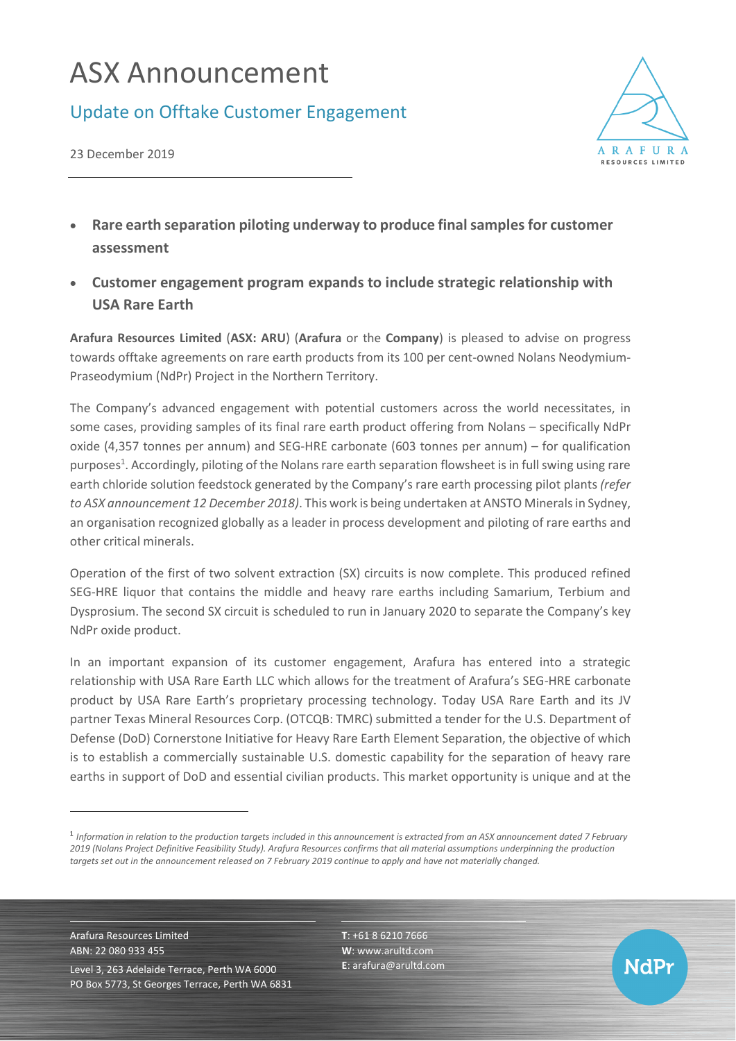# ASX Announcement

## Update on Offtake Customer Engagement

23 December 2019

- **Rare earth separation piloting underway to produce final samples for customer assessment**
- **Customer engagement program expands to include strategic relationship with USA Rare Earth**

**Arafura Resources Limited** (**ASX: ARU**) (**Arafura** or the **Company**) is pleased to advise on progress towards offtake agreements on rare earth products from its 100 per cent-owned Nolans Neodymium-Praseodymium (NdPr) Project in the Northern Territory.

The Company's advanced engagement with potential customers across the world necessitates, in some cases, providing samples of its final rare earth product offering from Nolans – specifically NdPr oxide (4,357 tonnes per annum) and SEG-HRE carbonate (603 tonnes per annum) – for qualification purposes[1]. Accordingly, piloting of the Nolans rare earth separation flowsheet is in full swing using rare earth chloride solution feedstock generated by the Company's rare earth processing pilot plants *(refer to ASX announcement 12 December 2018)*. This work is being undertaken at ANSTO Minerals in Sydney, an organisation recognized globally as a leader in process development and piloting of rare earths and other critical minerals.

Operation of the first of two solvent extraction (SX) circuits is now complete. This produced refined SEG-HRE liquor that contains the middle and heavy rare earths including Samarium, Terbium and Dysprosium. The second SX circuit is scheduled to run in January 2020 to separate the Company's key NdPr oxide product.

In an important expansion of its customer engagement, Arafura has entered into a strategic relationship with USA Rare Earth LLC which allows for the treatment of Arafura's SEG-HRE carbonate product by USA Rare Earth's proprietary processing technology. Today USA Rare Earth and its JV partner Texas Mineral Resources Corp. (OTCQB: TMRC) submitted a tender for the U.S. Department of Defense (DoD) Cornerstone Initiative for Heavy Rare Earth Element Separation, the objective of which is to establish a commercially sustainable U.S. domestic capability for the separation of heavy rare earths in support of DoD and essential civilian products. This market opportunity is unique and at the

[1] *Information in relation to the production targets included in this announcement is extracted from an ASX announcement dated 7 February 2019 (Nolans Project Definitive Feasibility Study). Arafura Resources confirms that all material assumptions underpinning the production targets set out in the announcement released on 7 February 2019 continue to apply and have not materially changed.*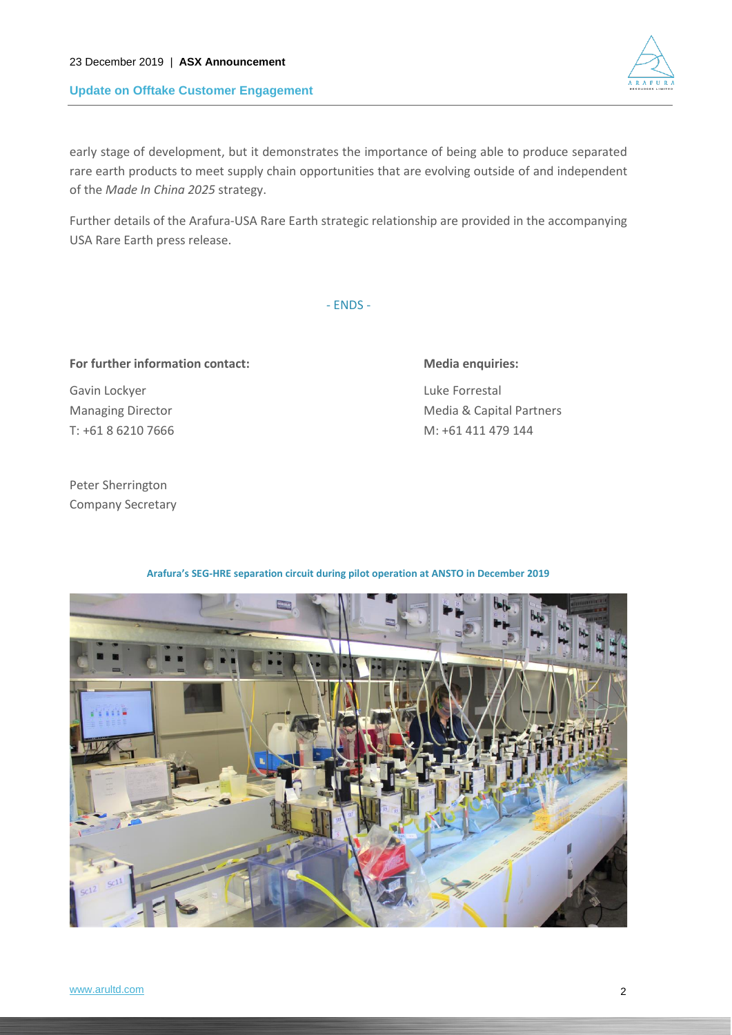early stage of development, but it demonstrates the importance of being able to produce separated rare earth products to meet supply chain opportunities that are evolving outside of and independent of the *Made In China 2025* strategy.

Further details of the Arafura-USA Rare Earth strategic relationship are provided in the accompanying USA Rare Earth press release.

- ENDS -

**For further information contact:**

Gavin Lockyer
Managing Director
T: +61 8 6210 7666

Peter Sherrington
Company Secretary

**Media enquiries:**

Luke Forrestal
Media & Capital Partners
M: +61 411 479 144

**Arafura's SEG-HRE separation circuit during pilot operation at ANSTO in December 2019**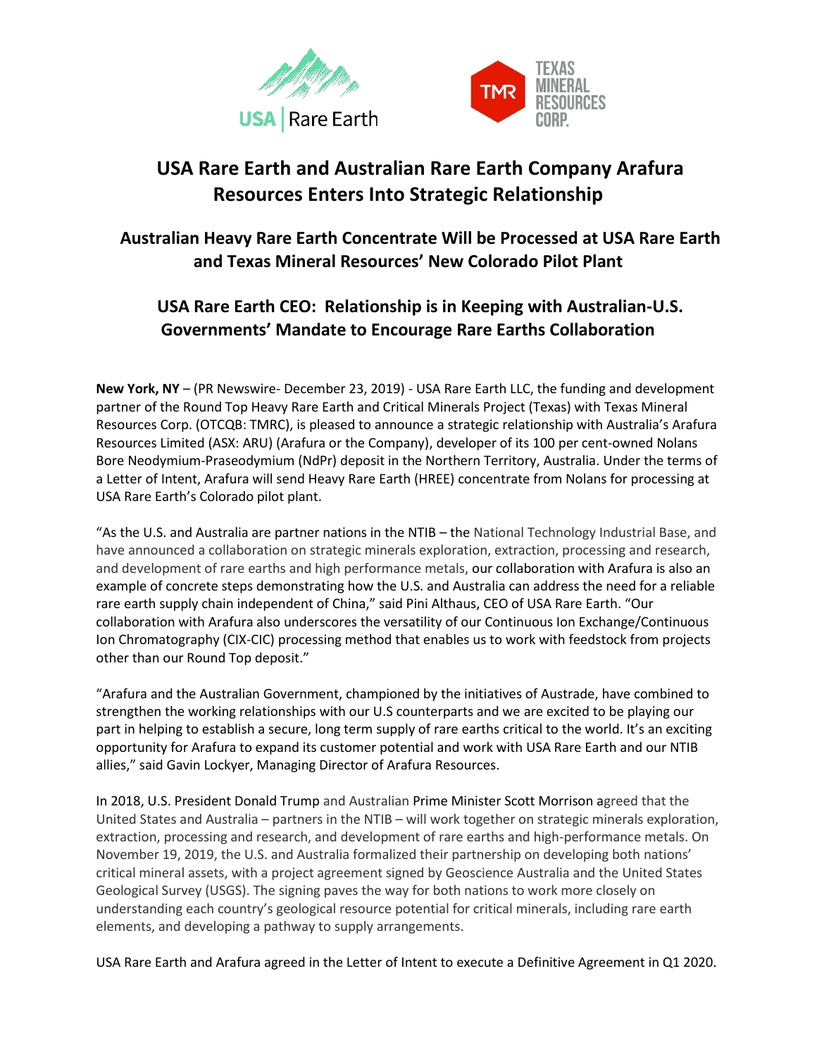# USA Rare Earth and Australian Rare Earth Company Arafura Resources Enters Into Strategic Relationship

## Australian Heavy Rare Earth Concentrate Will be Processed at USA Rare Earth and Texas Mineral Resources' New Colorado Pilot Plant

## USA Rare Earth CEO: Relationship is in Keeping with Australian-U.S. Governments' Mandate to Encourage Rare Earths Collaboration

**New York, NY** – (PR Newswire- December 23, 2019) - USA Rare Earth LLC, the funding and development partner of the Round Top Heavy Rare Earth and Critical Minerals Project (Texas) with Texas Mineral Resources Corp. (OTCQB: TMRC), is pleased to announce a strategic relationship with Australia's Arafura Resources Limited (ASX: ARU) (Arafura or the Company), developer of its 100 per cent-owned Nolans Bore Neodymium-Praseodymium (NdPr) deposit in the Northern Territory, Australia. Under the terms of a Letter of Intent, Arafura will send Heavy Rare Earth (HREE) concentrate from Nolans for processing at USA Rare Earth's Colorado pilot plant.

"As the U.S. and Australia are partner nations in the NTIB – the National Technology Industrial Base, and have announced a collaboration on strategic minerals exploration, extraction, processing and research, and development of rare earths and high performance metals, our collaboration with Arafura is also an example of concrete steps demonstrating how the U.S. and Australia can address the need for a reliable rare earth supply chain independent of China," said Pini Althaus, CEO of USA Rare Earth. "Our collaboration with Arafura also underscores the versatility of our Continuous Ion Exchange/Continuous Ion Chromatography (CIX-CIC) processing method that enables us to work with feedstock from projects other than our Round Top deposit."

"Arafura and the Australian Government, championed by the initiatives of Austrade, have combined to strengthen the working relationships with our U.S counterparts and we are excited to be playing our part in helping to establish a secure, long term supply of rare earths critical to the world. It's an exciting opportunity for Arafura to expand its customer potential and work with USA Rare Earth and our NTIB allies," said Gavin Lockyer, Managing Director of Arafura Resources.

In 2018, U.S. President Donald Trump and Australian Prime Minister Scott Morrison agreed that the United States and Australia – partners in the NTIB – will work together on strategic minerals exploration, extraction, processing and research, and development of rare earths and high-performance metals. On November 19, 2019, the U.S. and Australia formalized their partnership on developing both nations' critical mineral assets, with a project agreement signed by Geoscience Australia and the United States Geological Survey (USGS). The signing paves the way for both nations to work more closely on understanding each country's geological resource potential for critical minerals, including rare earth elements, and developing a pathway to supply arrangements.

USA Rare Earth and Arafura agreed in the Letter of Intent to execute a Definitive Agreement in Q1 2020.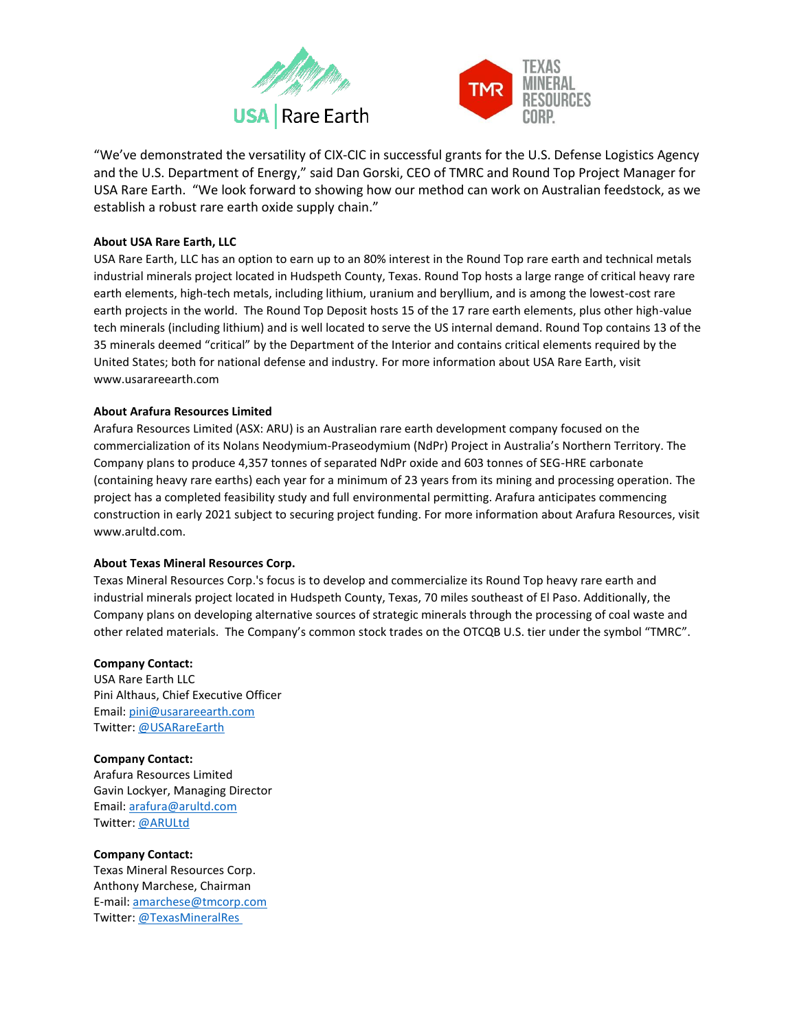"We've demonstrated the versatility of CIX-CIC in successful grants for the U.S. Defense Logistics Agency and the U.S. Department of Energy," said Dan Gorski, CEO of TMRC and Round Top Project Manager for USA Rare Earth. "We look forward to showing how our method can work on Australian feedstock, as we establish a robust rare earth oxide supply chain."

**About USA Rare Earth, LLC**

USA Rare Earth, LLC has an option to earn up to an 80% interest in the Round Top rare earth and technical metals industrial minerals project located in Hudspeth County, Texas. Round Top hosts a large range of critical heavy rare earth elements, high-tech metals, including lithium, uranium and beryllium, and is among the lowest-cost rare earth projects in the world. The Round Top Deposit hosts 15 of the 17 rare earth elements, plus other high-value tech minerals (including lithium) and is well located to serve the US internal demand. Round Top contains 13 of the 35 minerals deemed "critical" by the Department of the Interior and contains critical elements required by the United States; both for national defense and industry. For more information about USA Rare Earth, visit www.usarareearth.com

**About Arafura Resources Limited**

Arafura Resources Limited (ASX: ARU) is an Australian rare earth development company focused on the commercialization of its Nolans Neodymium-Praseodymium (NdPr) Project in Australia's Northern Territory. The Company plans to produce 4,357 tonnes of separated NdPr oxide and 603 tonnes of SEG-HRE carbonate (containing heavy rare earths) each year for a minimum of 23 years from its mining and processing operation. The project has a completed feasibility study and full environmental permitting. Arafura anticipates commencing construction in early 2021 subject to securing project funding. For more information about Arafura Resources, visit www.arultd.com.

**About Texas Mineral Resources Corp.**

Texas Mineral Resources Corp.'s focus is to develop and commercialize its Round Top heavy rare earth and industrial minerals project located in Hudspeth County, Texas, 70 miles southeast of El Paso. Additionally, the Company plans on developing alternative sources of strategic minerals through the processing of coal waste and other related materials. The Company's common stock trades on the OTCQB U.S. tier under the symbol "TMRC".

**Company Contact:**
USA Rare Earth LLC
Pini Althaus, Chief Executive Officer
Email: pini@usarareearth.com
Twitter: @USARareEarth

**Company Contact:**
Arafura Resources Limited
Gavin Lockyer, Managing Director
Email: arafura@arultd.com
Twitter: @ARULtd

**Company Contact:**
Texas Mineral Resources Corp.
Anthony Marchese, Chairman
E-mail: amarchese@tmcorp.com
Twitter: @TexasMineralRes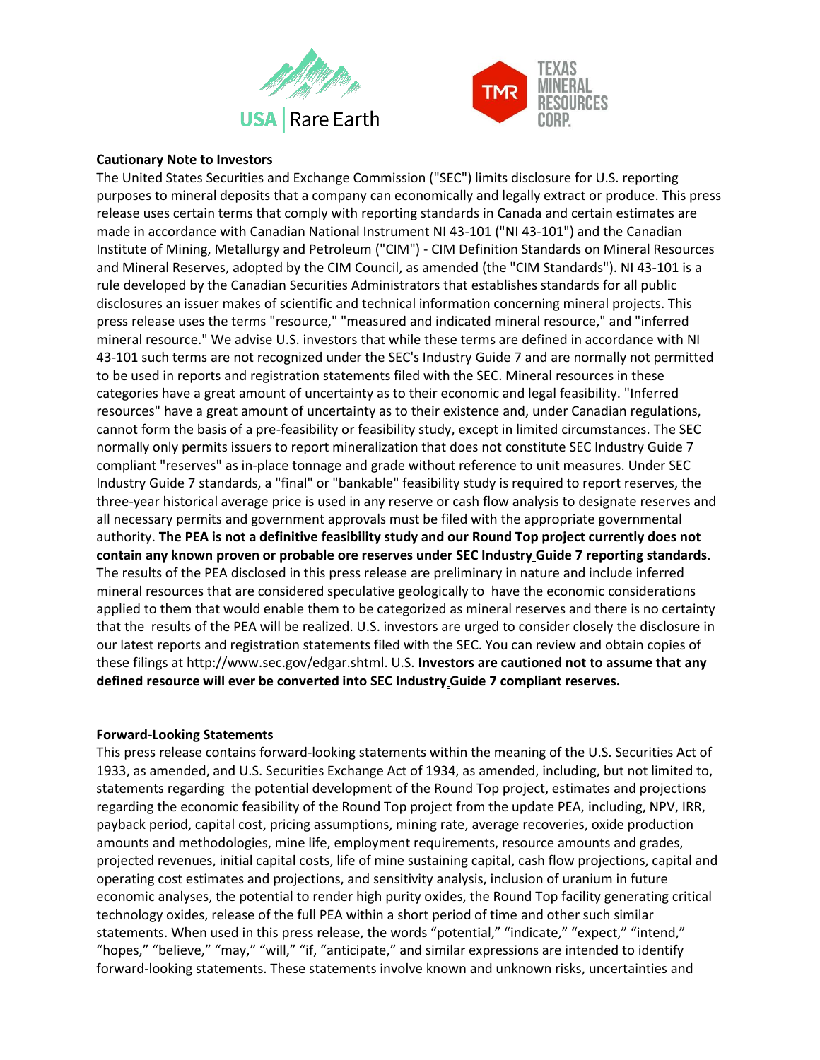**Cautionary Note to Investors**

The United States Securities and Exchange Commission ("SEC") limits disclosure for U.S. reporting purposes to mineral deposits that a company can economically and legally extract or produce. This press release uses certain terms that comply with reporting standards in Canada and certain estimates are made in accordance with Canadian National Instrument NI 43-101 ("NI 43-101") and the Canadian Institute of Mining, Metallurgy and Petroleum ("CIM") - CIM Definition Standards on Mineral Resources and Mineral Reserves, adopted by the CIM Council, as amended (the "CIM Standards"). NI 43-101 is a rule developed by the Canadian Securities Administrators that establishes standards for all public disclosures an issuer makes of scientific and technical information concerning mineral projects. This press release uses the terms "resource," "measured and indicated mineral resource," and "inferred mineral resource." We advise U.S. investors that while these terms are defined in accordance with NI 43-101 such terms are not recognized under the SEC's Industry Guide 7 and are normally not permitted to be used in reports and registration statements filed with the SEC. Mineral resources in these categories have a great amount of uncertainty as to their economic and legal feasibility. "Inferred resources" have a great amount of uncertainty as to their existence and, under Canadian regulations, cannot form the basis of a pre-feasibility or feasibility study, except in limited circumstances. The SEC normally only permits issuers to report mineralization that does not constitute SEC Industry Guide 7 compliant "reserves" as in-place tonnage and grade without reference to unit measures. Under SEC Industry Guide 7 standards, a "final" or "bankable" feasibility study is required to report reserves, the three-year historical average price is used in any reserve or cash flow analysis to designate reserves and all necessary permits and government approvals must be filed with the appropriate governmental authority. **The PEA is not a definitive feasibility study and our Round Top project currently does not contain any known proven or probable ore reserves under SEC Industry Guide 7 reporting standards**. The results of the PEA disclosed in this press release are preliminary in nature and include inferred mineral resources that are considered speculative geologically to have the economic considerations applied to them that would enable them to be categorized as mineral reserves and there is no certainty that the results of the PEA will be realized. U.S. investors are urged to consider closely the disclosure in our latest reports and registration statements filed with the SEC. You can review and obtain copies of these filings at http://www.sec.gov/edgar.shtml. U.S. **Investors are cautioned not to assume that any defined resource will ever be converted into SEC Industry Guide 7 compliant reserves.**

**Forward-Looking Statements**

This press release contains forward-looking statements within the meaning of the U.S. Securities Act of 1933, as amended, and U.S. Securities Exchange Act of 1934, as amended, including, but not limited to, statements regarding the potential development of the Round Top project, estimates and projections regarding the economic feasibility of the Round Top project from the update PEA, including, NPV, IRR, payback period, capital cost, pricing assumptions, mining rate, average recoveries, oxide production amounts and methodologies, mine life, employment requirements, resource amounts and grades, projected revenues, initial capital costs, life of mine sustaining capital, cash flow projections, capital and operating cost estimates and projections, and sensitivity analysis, inclusion of uranium in future economic analyses, the potential to render high purity oxides, the Round Top facility generating critical technology oxides, release of the full PEA within a short period of time and other such similar statements. When used in this press release, the words "potential," "indicate," "expect," "intend," "hopes," "believe," "may," "will," "if, "anticipate," and similar expressions are intended to identify forward-looking statements. These statements involve known and unknown risks, uncertainties and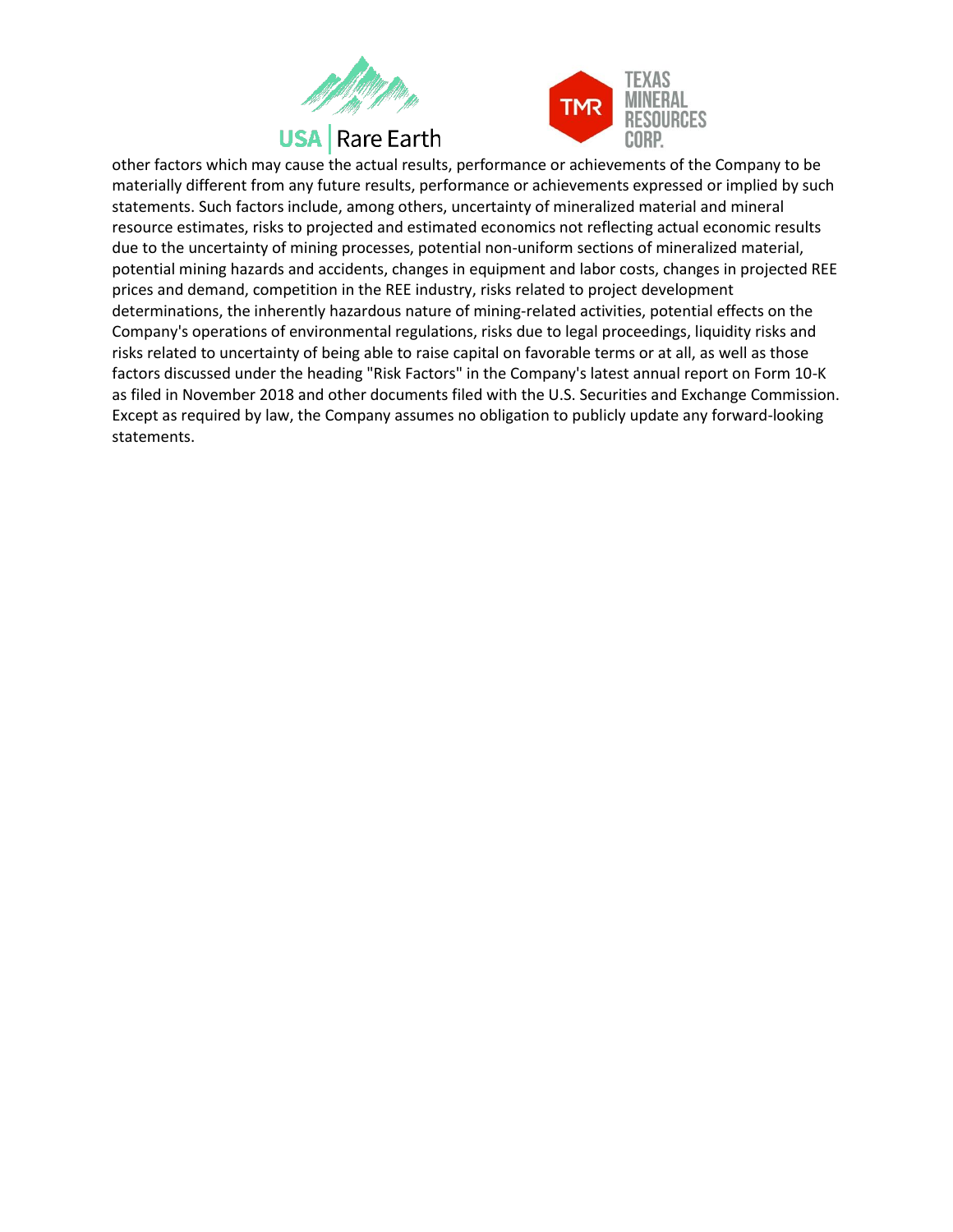other factors which may cause the actual results, performance or achievements of the Company to be materially different from any future results, performance or achievements expressed or implied by such statements. Such factors include, among others, uncertainty of mineralized material and mineral resource estimates, risks to projected and estimated economics not reflecting actual economic results due to the uncertainty of mining processes, potential non-uniform sections of mineralized material, potential mining hazards and accidents, changes in equipment and labor costs, changes in projected REE prices and demand, competition in the REE industry, risks related to project development determinations, the inherently hazardous nature of mining-related activities, potential effects on the Company's operations of environmental regulations, risks due to legal proceedings, liquidity risks and risks related to uncertainty of being able to raise capital on favorable terms or at all, as well as those factors discussed under the heading "Risk Factors" in the Company's latest annual report on Form 10-K as filed in November 2018 and other documents filed with the U.S. Securities and Exchange Commission. Except as required by law, the Company assumes no obligation to publicly update any forward-looking statements.